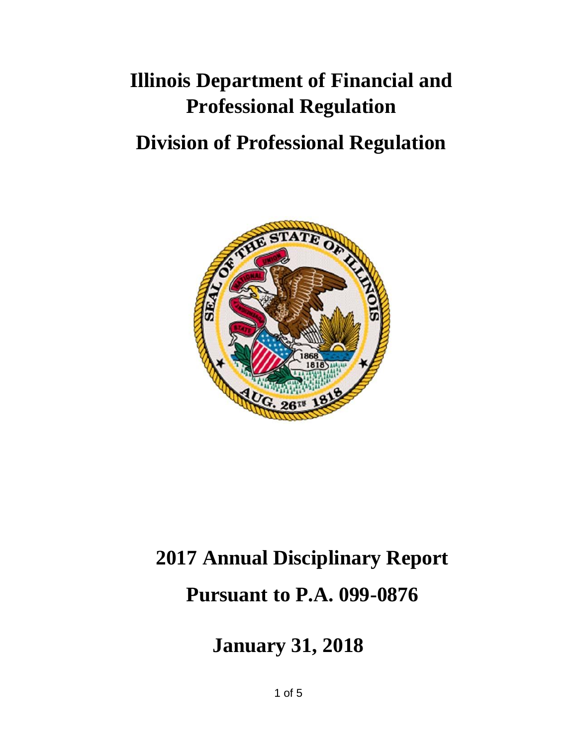# Illinois Department of Financial and Professional Regulation

# Division of Professional Regulation

# 2017 Annual Disciplinary Report

# Pursuant to P.A. 099-0876

# January 31, 2018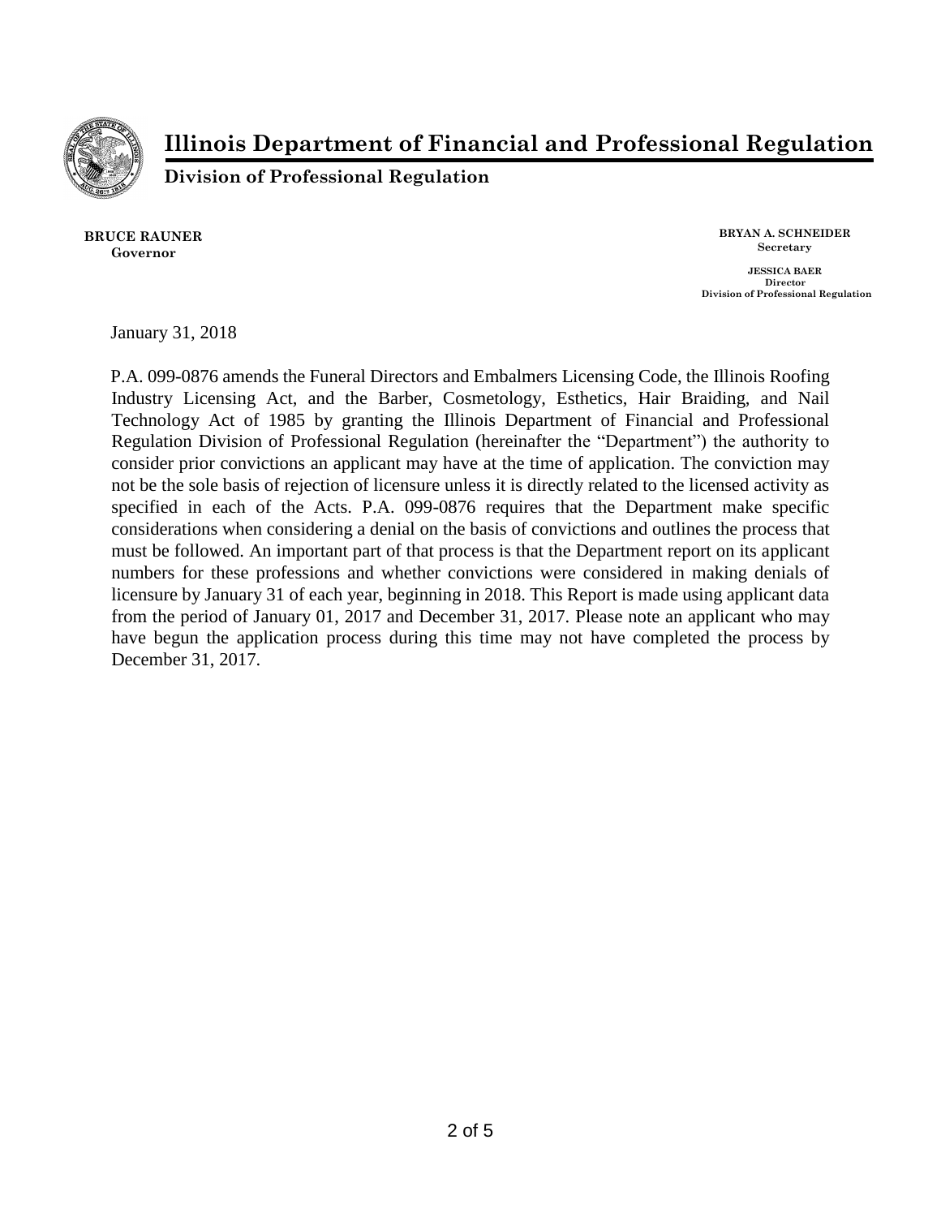# Illinois Department of Financial and Professional Regulation

**Division of Professional Regulation**

**BRUCE RAUNER**
**Governor**

**BRYAN A. SCHNEIDER**
**Secretary**

**JESSICA BAER**
**Director**
**Division of Professional Regulation**

January 31, 2018

P.A. 099-0876 amends the Funeral Directors and Embalmers Licensing Code, the Illinois Roofing Industry Licensing Act, and the Barber, Cosmetology, Esthetics, Hair Braiding, and Nail Technology Act of 1985 by granting the Illinois Department of Financial and Professional Regulation Division of Professional Regulation (hereinafter the "Department") the authority to consider prior convictions an applicant may have at the time of application. The conviction may not be the sole basis of rejection of licensure unless it is directly related to the licensed activity as specified in each of the Acts. P.A. 099-0876 requires that the Department make specific considerations when considering a denial on the basis of convictions and outlines the process that must be followed. An important part of that process is that the Department report on its applicant numbers for these professions and whether convictions were considered in making denials of licensure by January 31 of each year, beginning in 2018. This Report is made using applicant data from the period of January 01, 2017 and December 31, 2017. Please note an applicant who may have begun the application process during this time may not have completed the process by December 31, 2017.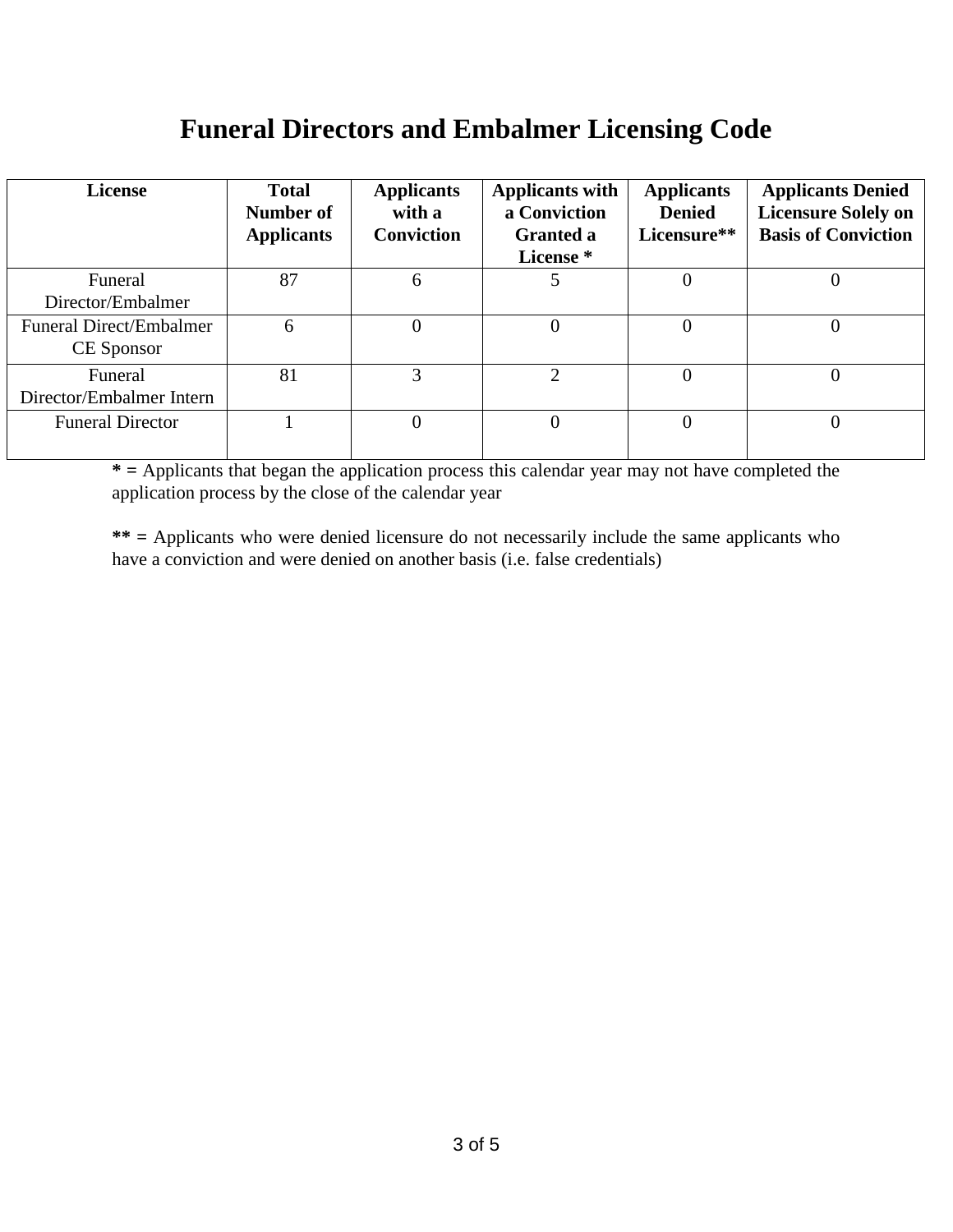# Funeral Directors and Embalmer Licensing Code

| License | Total Number of Applicants | Applicants with a Conviction | Applicants with a Conviction Granted a License * | Applicants Denied Licensure** | Applicants Denied Licensure Solely on Basis of Conviction |
|---|---|---|---|---|---|
| Funeral Director/Embalmer | 87 | 6 | 5 | 0 | 0 |
| Funeral Direct/Embalmer CE Sponsor | 6 | 0 | 0 | 0 | 0 |
| Funeral Director/Embalmer Intern | 81 | 3 | 2 | 0 | 0 |
| Funeral Director | 1 | 0 | 0 | 0 | 0 |

**\* =** Applicants that began the application process this calendar year may not have completed the application process by the close of the calendar year

**\*\* =** Applicants who were denied licensure do not necessarily include the same applicants who have a conviction and were denied on another basis (i.e. false credentials)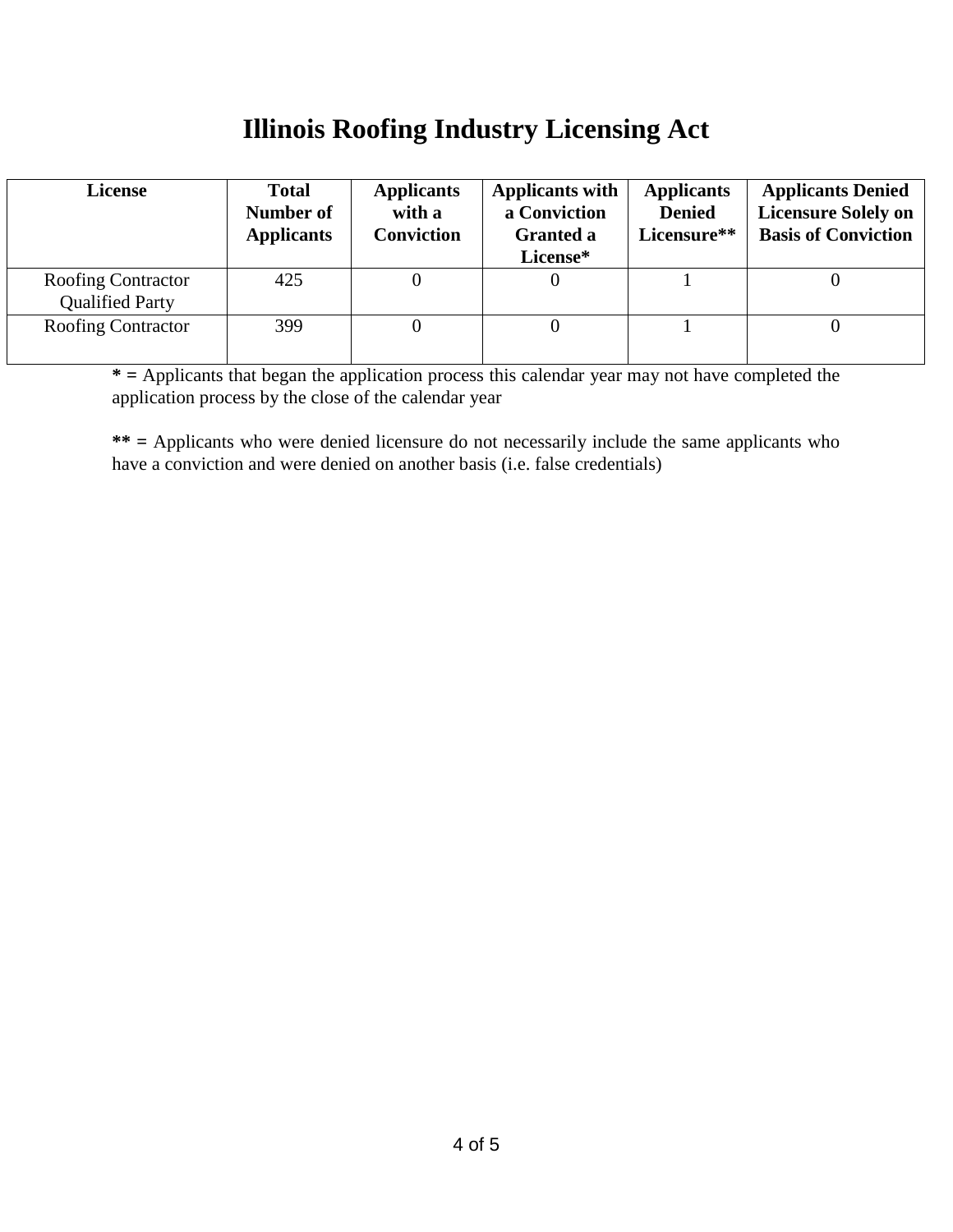# Illinois Roofing Industry Licensing Act

| License | Total Number of Applicants | Applicants with a Conviction | Applicants with a Conviction Granted a License* | Applicants Denied Licensure** | Applicants Denied Licensure Solely on Basis of Conviction |
|---|---|---|---|---|---|
| Roofing Contractor Qualified Party | 425 | 0 | 0 | 1 | 0 |
| Roofing Contractor | 399 | 0 | 0 | 1 | 0 |

**\* =** Applicants that began the application process this calendar year may not have completed the application process by the close of the calendar year

**\*\* =** Applicants who were denied licensure do not necessarily include the same applicants who have a conviction and were denied on another basis (i.e. false credentials)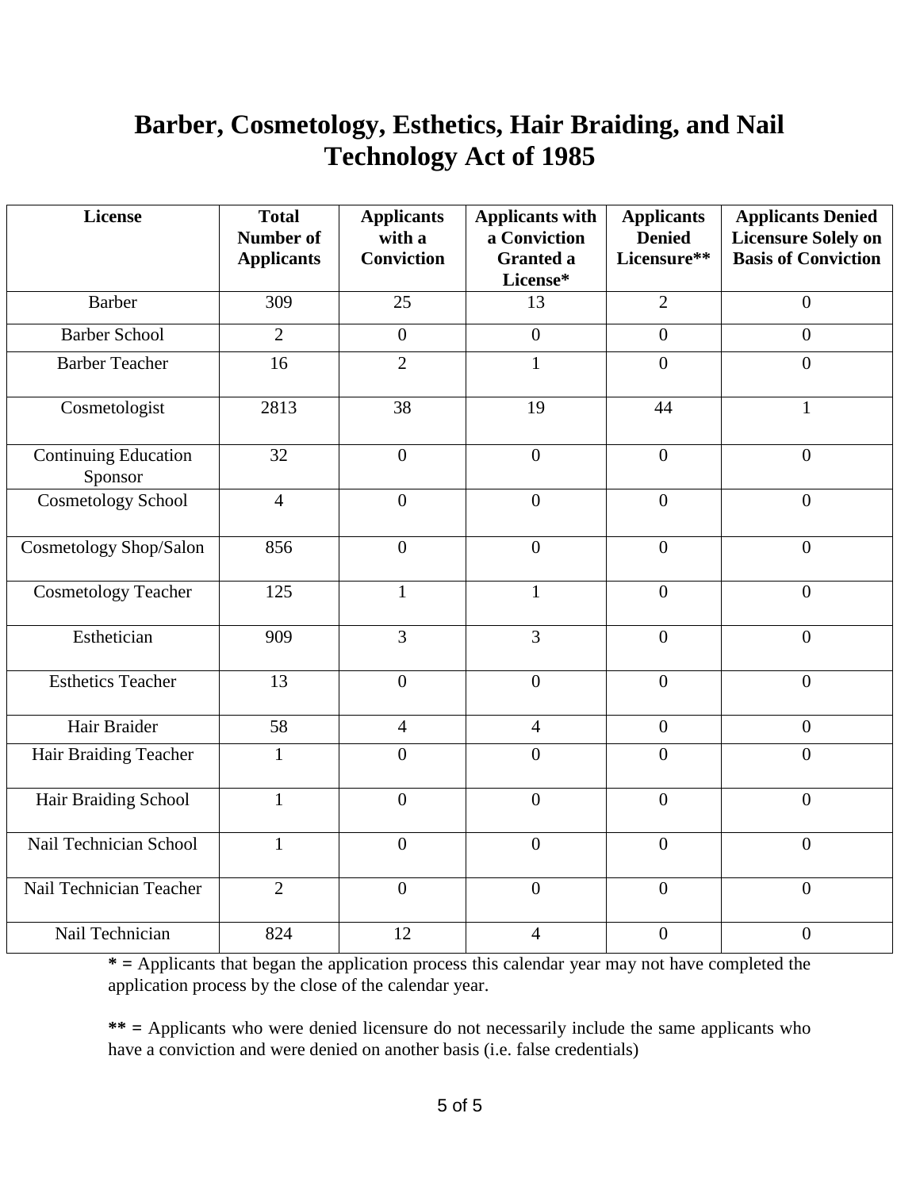# Barber, Cosmetology, Esthetics, Hair Braiding, and Nail Technology Act of 1985

| License | Total Number of Applicants | Applicants with a Conviction | Applicants with a Conviction Granted a License* | Applicants Denied Licensure** | Applicants Denied Licensure Solely on Basis of Conviction |
|---|---|---|---|---|---|
| Barber | 309 | 25 | 13 | 2 | 0 |
| Barber School | 2 | 0 | 0 | 0 | 0 |
| Barber Teacher | 16 | 2 | 1 | 0 | 0 |
| Cosmetologist | 2813 | 38 | 19 | 44 | 1 |
| Continuing Education Sponsor | 32 | 0 | 0 | 0 | 0 |
| Cosmetology School | 4 | 0 | 0 | 0 | 0 |
| Cosmetology Shop/Salon | 856 | 0 | 0 | 0 | 0 |
| Cosmetology Teacher | 125 | 1 | 1 | 0 | 0 |
| Esthetician | 909 | 3 | 3 | 0 | 0 |
| Esthetics Teacher | 13 | 0 | 0 | 0 | 0 |
| Hair Braider | 58 | 4 | 4 | 0 | 0 |
| Hair Braiding Teacher | 1 | 0 | 0 | 0 | 0 |
| Hair Braiding School | 1 | 0 | 0 | 0 | 0 |
| Nail Technician School | 1 | 0 | 0 | 0 | 0 |
| Nail Technician Teacher | 2 | 0 | 0 | 0 | 0 |
| Nail Technician | 824 | 12 | 4 | 0 | 0 |

**\* =** Applicants that began the application process this calendar year may not have completed the application process by the close of the calendar year.

**\*\* =** Applicants who were denied licensure do not necessarily include the same applicants who have a conviction and were denied on another basis (i.e. false credentials)